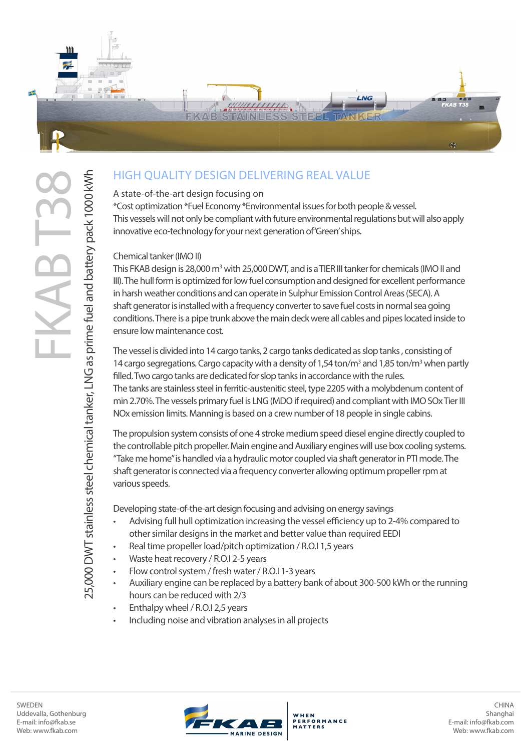# FKAB T38

## 25,000 DWT stainless steel chemical tanker, LNG as prime fuel and battery pack 1000 kWh

## HIGH QUALITY DESIGN DELIVERING REAL VALUE

A state-of-the-art design focusing on
*Cost optimization *Fuel Economy *Environmental issues for both people & vessel.
This vessels will not only be compliant with future environmental regulations but will also apply innovative eco-technology for your next generation of 'Green' ships.

Chemical tanker (IMO II)
This FKAB design is 28,000 m³ with 25,000 DWT, and is a TIER III tanker for chemicals (IMO II and III). The hull form is optimized for low fuel consumption and designed for excellent performance in harsh weather conditions and can operate in Sulphur Emission Control Areas (SECA). A shaft generator is installed with a frequency converter to save fuel costs in normal sea going conditions. There is a pipe trunk above the main deck were all cables and pipes located inside to ensure low maintenance cost.

The vessel is divided into 14 cargo tanks, 2 cargo tanks dedicated as slop tanks, consisting of 14 cargo segregations. Cargo capacity with a density of 1,54 ton/m³ and 1,85 ton/m³ when partly filled. Two cargo tanks are dedicated for slop tanks in accordance with the rules.
The tanks are stainless steel in ferritic-austenitic steel, type 2205 with a molybdenum content of min 2.70%. The vessels primary fuel is LNG (MDO if required) and compliant with IMO SOx Tier III NOx emission limits. Manning is based on a crew number of 18 people in single cabins.

The propulsion system consists of one 4 stroke medium speed diesel engine directly coupled to the controllable pitch propeller. Main engine and Auxiliary engines will use box cooling systems. "Take me home" is handled via a hydraulic motor coupled via shaft generator in PTI mode. The shaft generator is connected via a frequency converter allowing optimum propeller rpm at various speeds.

Developing state-of-the-art design focusing and advising on energy savings

- Advising full hull optimization increasing the vessel efficiency up to 2-4% compared to other similar designs in the market and better value than required EEDI
- Real time propeller load/pitch optimization / R.O.I 1,5 years
- Waste heat recovery / R.O.I 2-5 years
- Flow control system / fresh water / R.O.I 1-3 years
- Auxiliary engine can be replaced by a battery bank of about 300-500 kWh or the running hours can be reduced with 2/3
- Enthalpy wheel / R.O.I 2,5 years
- Including noise and vibration analyses in all projects

SWEDEN
Uddevalla, Gothenburg
E-mail: info@fkab.se
Web: www.fkab.com

FKAB MARINE DESIGN — WHEN PERFORMANCE MATTERS

CHINA
Shanghai
E-mail: info@fkab.com
Web: www.fkab.com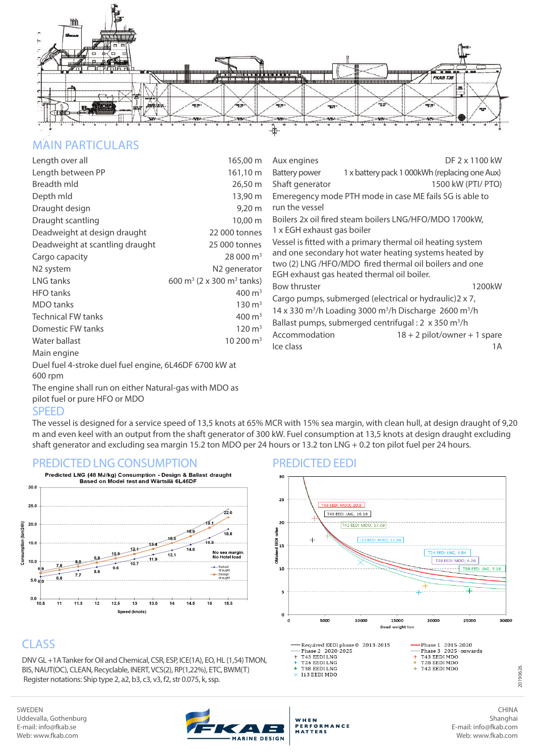## MAIN PARTICULARS

| | |
|---|---|
| Length over all | 165,00 m |
| Length between PP | 161,10 m |
| Breadth mld | 26,50 m |
| Depth mld | 13,90 m |
| Draught design | 9,20 m |
| Draught scantling | 10,00 m |
| Deadweight at design draught | 22 000 tonnes |
| Deadweight at scantling draught | 25 000 tonnes |
| Cargo capacity | 28 000 $m^3$ |
| N2 system | N2 generator |
| LNG tanks | 600 $m^3$ (2 x 300 $m^3$ tanks) |
| HFO tanks | 400 $m^3$ |
| MDO tanks | 130 $m^3$ |
| Technical FW tanks | 400 $m^3$ |
| Domestic FW tanks | 120 $m^3$ |
| Water ballast | 10 200 $m^3$ |

Main engine

Duel fuel 4-stroke duel fuel engine, 6L46DF 6700 kW at 600 rpm

The engine shall run on either Natural-gas with MDO as pilot fuel or pure HFO or MDO

| | |
|---|---|
| Aux engines | DF 2 x 1100 kW |
| Battery power | 1 x battery pack 1 000kWh (replacing one Aux) |
| Shaft generator | 1500 kW (PTI/ PTO) |

Emeregency mode PTH mode in case ME fails SG is able to run the vessel

Boilers 2x oil fired steam boilers LNG/HFO/MDO 1700kW, 1 x EGH exhaust gas boiler

Vessel is fitted with a primary thermal oil heating system and one secondary hot water heating systems heated by two (2) LNG /HFO/MDO fired thermal oil boilers and one EGH exhaust gas heated thermal oil boiler.

| | |
|---|---|
| Bow thruster | 1200kW |

Cargo pumps, submerged (electrical or hydraulic)2 x 7, 14 x 330 $m^3$/h Loading 3000 $m^3$/h Discharge 2600 $m^3$/h

Ballast pumps, submerged centrifugal : 2 x 350 $m^3$/h

| | |
|---|---|
| Accommodation | 18 + 2 pilot/owner + 1 spare |
| Ice class | 1A |

## SPEED

The vessel is designed for a service speed of 13,5 knots at 65% MCR with 15% sea margin, with clean hull, at design draught of 9,20 m and even keel with an output from the shaft generator of 300 kW. Fuel consumption at 13,5 knots at design draught excluding shaft generator and excluding sea margin 15.2 ton MDO per 24 hours or 13.2 ton LNG + 0.2 ton pilot fuel per 24 hours.

## PREDICTED LNG CONSUMPTION

Predicted LNG (48 MJ/kg) Consumption - Design & Ballast draught
Based on Model test and Wärtsilä 6L46DF

Consumption (ton/24h)
Speed (knots)
No sea margin. No Hotel load
Ballast draught
Design draught

## PREDICTED EEDI

T43 EEDI MDO; 20.8
T43 EEDI LNG; 16.18
T42 EEDI MDO; 17.09
I13 EEDI MDO; 11.36
T24 EEDI LNG; 4.84
T28 EEDI MDO; 6.26
T38 EEDI LNG; 5.18

Obtained EEDI value
Dead weight ton

Required EEDI phase 0 2013-2015
Phase 1 2015-2020
Phase 2 2020-2025
Phase 3 2025-onwards
T43 EEDI LNG
T43 EEDI MDO
T24 EEDI LNG
T28 EEDI MDO
T38 EEDI LNG
T42 EEDI MDO
I13 EEDI MDO

## CLASS

DNV GL +1A Tanker for Oil and Chemical, CSR, ESP, ICE(1A), EO, HL (1,54) TMON, BIS, NAUT(OC), CLEAN, Recyclable, INERT, VCS(2), RP(1,22%), ETC, BWM(T)
Register notations: Ship type 2, a2, b3, c3, v3, f2, str 0.075, k, ssp.

20190626

SWEDEN
Uddevalla, Gothenburg
E-mail: info@fkab.se
Web: www.fkab.com

FKAB MARINE DESIGN — WHEN PERFORMANCE MATTERS

CHINA
Shanghai
E-mail: info@fkab.com
Web: www.fkab.com